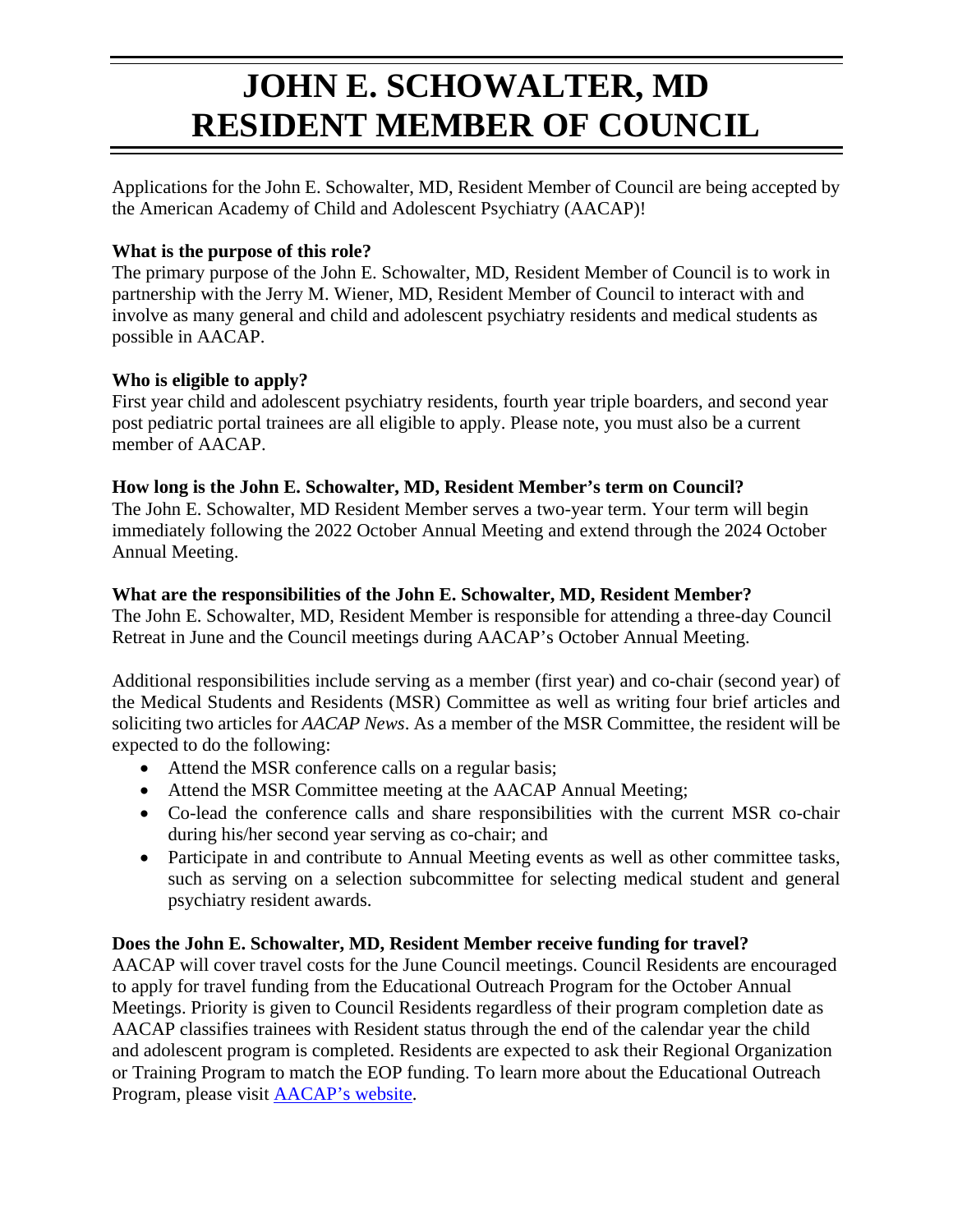# JOHN E. SCHOWALTER, MD RESIDENT MEMBER OF COUNCIL

Applications for the John E. Schowalter, MD, Resident Member of Council are being accepted by the American Academy of Child and Adolescent Psychiatry (AACAP)!

**What is the purpose of this role?**

The primary purpose of the John E. Schowalter, MD, Resident Member of Council is to work in partnership with the Jerry M. Wiener, MD, Resident Member of Council to interact with and involve as many general and child and adolescent psychiatry residents and medical students as possible in AACAP.

**Who is eligible to apply?**

First year child and adolescent psychiatry residents, fourth year triple boarders, and second year post pediatric portal trainees are all eligible to apply. Please note, you must also be a current member of AACAP.

**How long is the John E. Schowalter, MD, Resident Member's term on Council?**

The John E. Schowalter, MD Resident Member serves a two-year term. Your term will begin immediately following the 2022 October Annual Meeting and extend through the 2024 October Annual Meeting.

**What are the responsibilities of the John E. Schowalter, MD, Resident Member?**

The John E. Schowalter, MD, Resident Member is responsible for attending a three-day Council Retreat in June and the Council meetings during AACAP's October Annual Meeting.

Additional responsibilities include serving as a member (first year) and co-chair (second year) of the Medical Students and Residents (MSR) Committee as well as writing four brief articles and soliciting two articles for *AACAP News*. As a member of the MSR Committee, the resident will be expected to do the following:

- Attend the MSR conference calls on a regular basis;
- Attend the MSR Committee meeting at the AACAP Annual Meeting;
- Co-lead the conference calls and share responsibilities with the current MSR co-chair during his/her second year serving as co-chair; and
- Participate in and contribute to Annual Meeting events as well as other committee tasks, such as serving on a selection subcommittee for selecting medical student and general psychiatry resident awards.

**Does the John E. Schowalter, MD, Resident Member receive funding for travel?**

AACAP will cover travel costs for the June Council meetings. Council Residents are encouraged to apply for travel funding from the Educational Outreach Program for the October Annual Meetings. Priority is given to Council Residents regardless of their program completion date as AACAP classifies trainees with Resident status through the end of the calendar year the child and adolescent program is completed. Residents are expected to ask their Regional Organization or Training Program to match the EOP funding. To learn more about the Educational Outreach Program, please visit AACAP's website.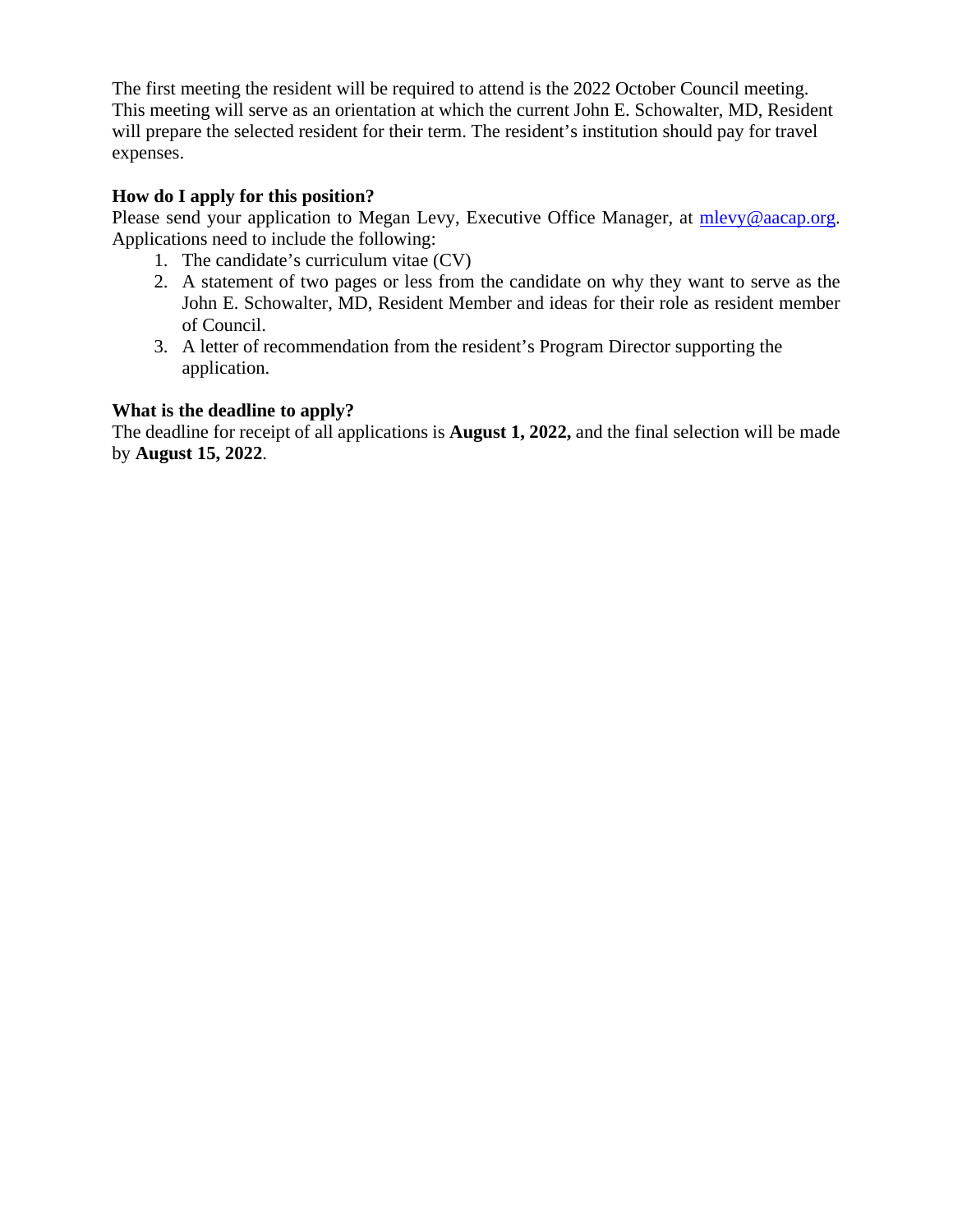The first meeting the resident will be required to attend is the 2022 October Council meeting. This meeting will serve as an orientation at which the current John E. Schowalter, MD, Resident will prepare the selected resident for their term. The resident's institution should pay for travel expenses.

**How do I apply for this position?**

Please send your application to Megan Levy, Executive Office Manager, at mlevy@aacap.org. Applications need to include the following:

1. The candidate's curriculum vitae (CV)
2. A statement of two pages or less from the candidate on why they want to serve as the John E. Schowalter, MD, Resident Member and ideas for their role as resident member of Council.
3. A letter of recommendation from the resident's Program Director supporting the application.

**What is the deadline to apply?**

The deadline for receipt of all applications is **August 1, 2022,** and the final selection will be made by **August 15, 2022**.